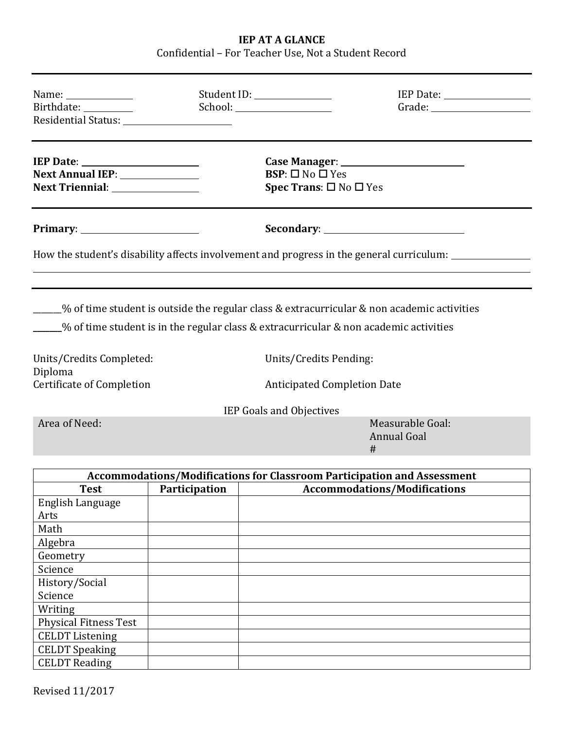# IEP AT A GLANCE

Confidential – For Teacher Use, Not a Student Record

Name: ____________ Student ID: ______________ IEP Date: ______________
Birthdate: __________ School: __________________ Grade: __________________
Residential Status: ____________________

**IEP Date**: ______________________ **Case Manager**: ________________________
**Next Annual IEP**: ______________ **BSP**: ☐ No ☐ Yes
**Next Triennial**: ________________ **Spec Trans**: ☐ No ☐ Yes

**Primary**: ______________________ **Secondary**: ___________________________

How the student's disability affects involvement and progress in the general curriculum: _______________

______% of time student is outside the regular class & extracurricular & non academic activities

______% of time student is in the regular class & extracurricular & non academic activities

Units/Credits Completed: Units/Credits Pending:
Diploma
Certificate of Completion Anticipated Completion Date

IEP Goals and Objectives

| Area of Need: | Measurable Goal: Annual Goal # |
|---|---|

| Accommodations/Modifications for Classroom Participation and Assessment | | |
|---|---|---|
| **Test** | **Participation** | **Accommodations/Modifications** |
| English Language Arts | | |
| Math | | |
| Algebra | | |
| Geometry | | |
| Science | | |
| History/Social Science | | |
| Writing | | |
| Physical Fitness Test | | |
| CELDT Listening | | |
| CELDT Speaking | | |
| CELDT Reading | | |

Revised 11/2017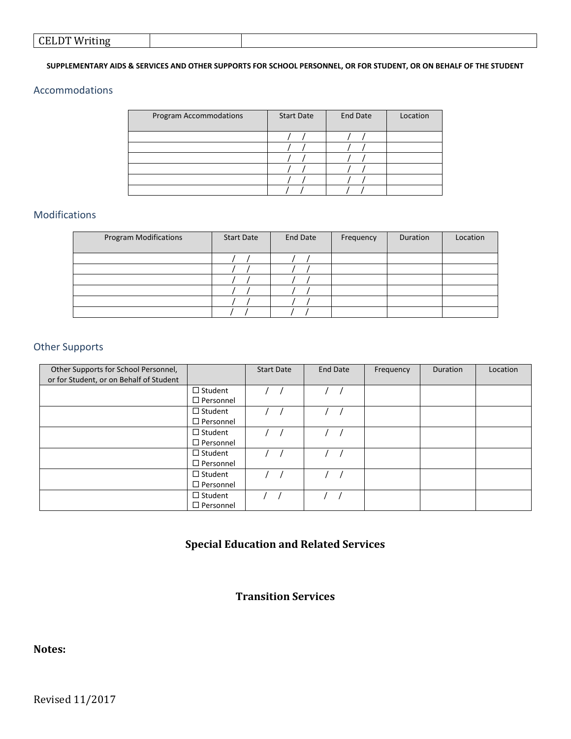| | | |
|---|---|---|
| CELDT Writing | | |

**SUPPLEMENTARY AIDS & SERVICES AND OTHER SUPPORTS FOR SCHOOL PERSONNEL, OR FOR STUDENT, OR ON BEHALF OF THE STUDENT**

## Accommodations

| Program Accommodations | Start Date | End Date | Location |
|---|---|---|---|
| | / / | / / | |
| | / / | / / | |
| | / / | / / | |
| | / / | / / | |
| | / / | / / | |
| | / / | / / | |

## Modifications

| Program Modifications | Start Date | End Date | Frequency | Duration | Location |
|---|---|---|---|---|---|
| | / / | / / | | | |
| | / / | / / | | | |
| | / / | / / | | | |
| | / / | / / | | | |
| | / / | / / | | | |
| | / / | / / | | | |

## Other Supports

| Other Supports for School Personnel, or for Student, or on Behalf of Student | | Start Date | End Date | Frequency | Duration | Location |
|---|---|---|---|---|---|---|
| | ☐ Student ☐ Personnel | / / | / / | | | |
| | ☐ Student ☐ Personnel | / / | / / | | | |
| | ☐ Student ☐ Personnel | / / | / / | | | |
| | ☐ Student ☐ Personnel | / / | / / | | | |
| | ☐ Student ☐ Personnel | / / | / / | | | |
| | ☐ Student ☐ Personnel | / / | / / | | | |

## Special Education and Related Services

## Transition Services

**Notes:**

Revised 11/2017